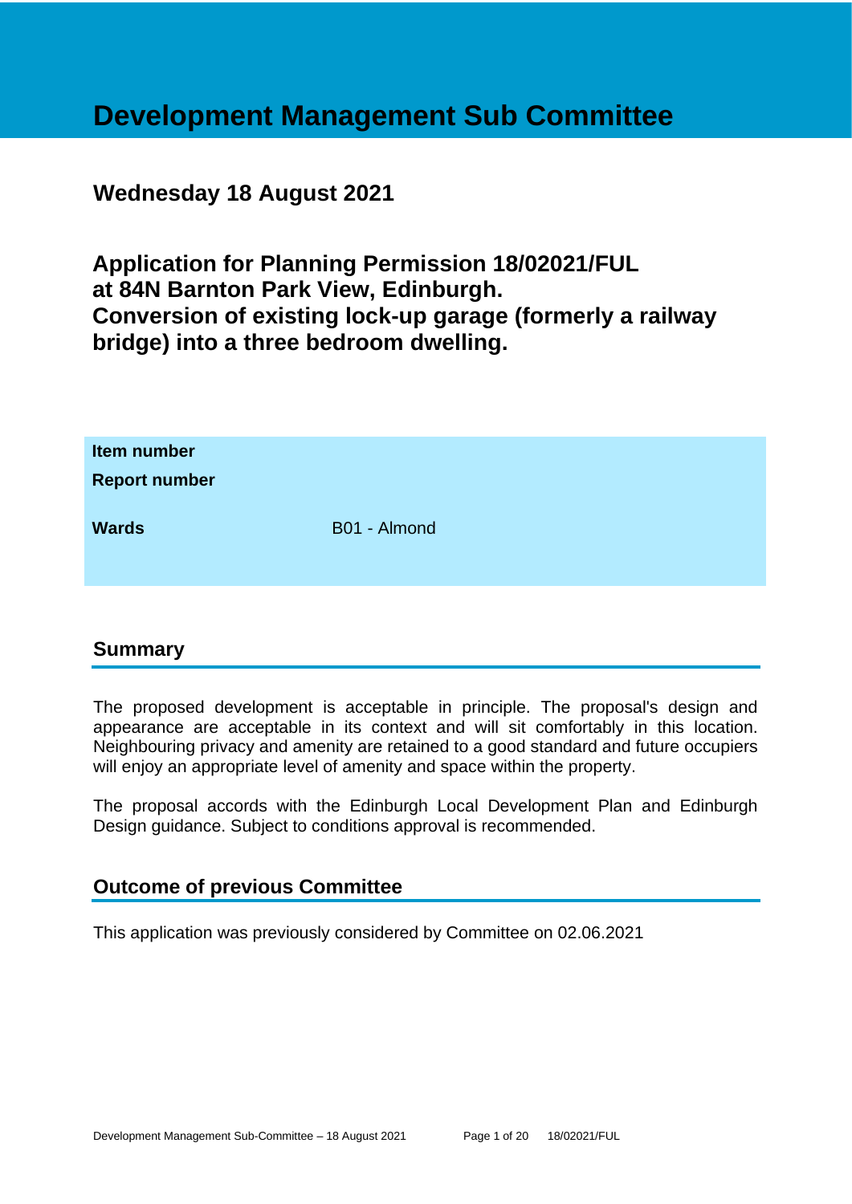# Development Management Sub Committee

## Wednesday 18 August 2021

## Application for Planning Permission 18/02021/FUL at 84N Barnton Park View, Edinburgh. Conversion of existing lock-up garage (formerly a railway bridge) into a three bedroom dwelling.

| | |
|---|---|
| **Item number** | |
| **Report number** | |
| **Wards** | B01 - Almond |

## Summary

The proposed development is acceptable in principle. The proposal's design and appearance are acceptable in its context and will sit comfortably in this location. Neighbouring privacy and amenity are retained to a good standard and future occupiers will enjoy an appropriate level of amenity and space within the property.

The proposal accords with the Edinburgh Local Development Plan and Edinburgh Design guidance. Subject to conditions approval is recommended.

## Outcome of previous Committee

This application was previously considered by Committee on 02.06.2021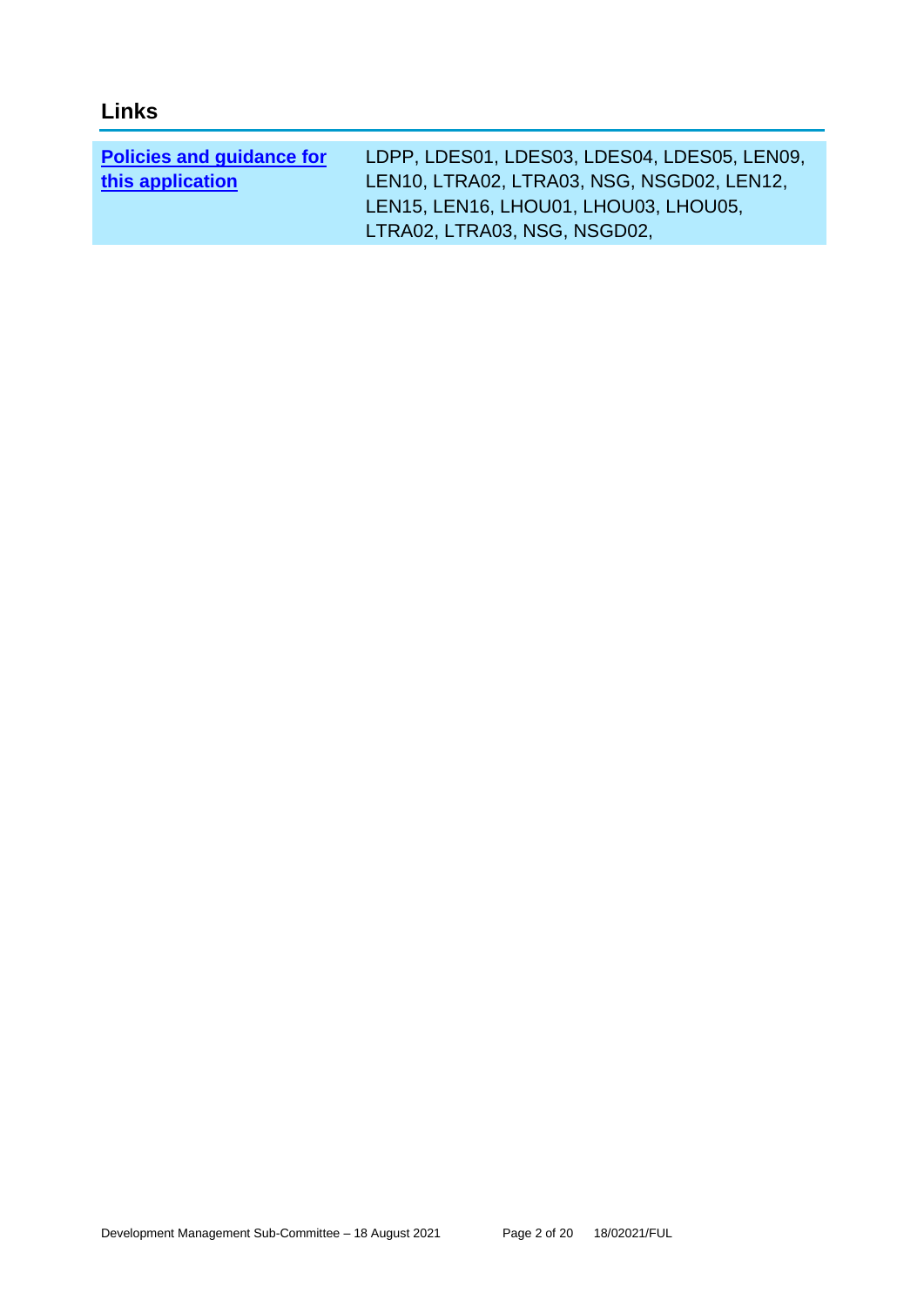## Links

| Policies and guidance for this application | LDPP, LDES01, LDES03, LDES04, LDES05, LEN09, LEN10, LTRA02, LTRA03, NSG, NSGD02, LEN12, LEN15, LEN16, LHOU01, LHOU03, LHOU05, LTRA02, LTRA03, NSG, NSGD02, |
| --- | --- |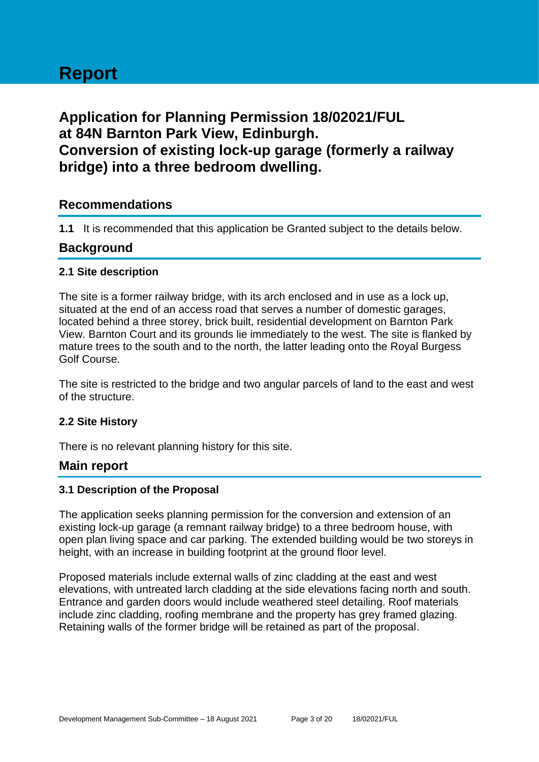# Report

## Application for Planning Permission 18/02021/FUL at 84N Barnton Park View, Edinburgh. Conversion of existing lock-up garage (formerly a railway bridge) into a three bedroom dwelling.

## Recommendations

**1.1** It is recommended that this application be Granted subject to the details below.

## Background

### 2.1 Site description

The site is a former railway bridge, with its arch enclosed and in use as a lock up, situated at the end of an access road that serves a number of domestic garages, located behind a three storey, brick built, residential development on Barnton Park View. Barnton Court and its grounds lie immediately to the west. The site is flanked by mature trees to the south and to the north, the latter leading onto the Royal Burgess Golf Course.

The site is restricted to the bridge and two angular parcels of land to the east and west of the structure.

### 2.2 Site History

There is no relevant planning history for this site.

## Main report

### 3.1 Description of the Proposal

The application seeks planning permission for the conversion and extension of an existing lock-up garage (a remnant railway bridge) to a three bedroom house, with open plan living space and car parking. The extended building would be two storeys in height, with an increase in building footprint at the ground floor level.

Proposed materials include external walls of zinc cladding at the east and west elevations, with untreated larch cladding at the side elevations facing north and south. Entrance and garden doors would include weathered steel detailing. Roof materials include zinc cladding, roofing membrane and the property has grey framed glazing. Retaining walls of the former bridge will be retained as part of the proposal.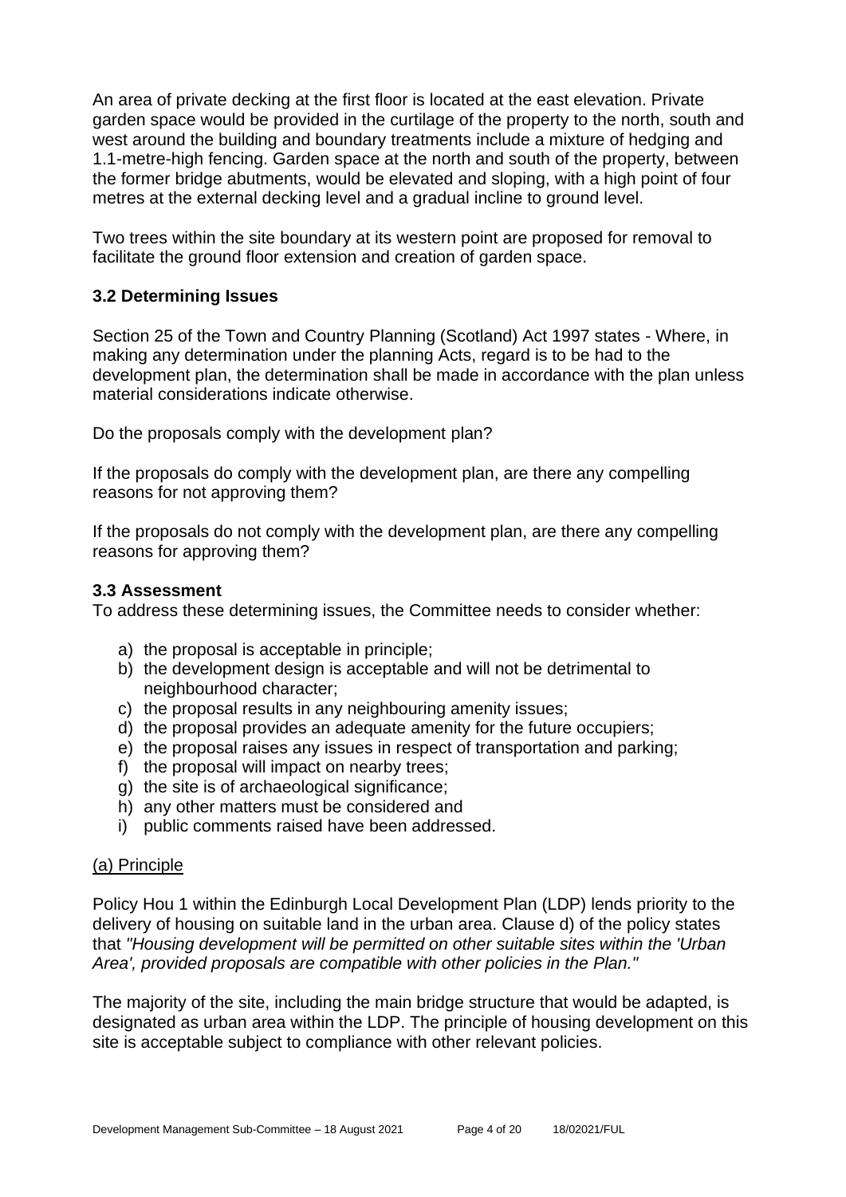An area of private decking at the first floor is located at the east elevation. Private garden space would be provided in the curtilage of the property to the north, south and west around the building and boundary treatments include a mixture of hedging and 1.1-metre-high fencing. Garden space at the north and south of the property, between the former bridge abutments, would be elevated and sloping, with a high point of four metres at the external decking level and a gradual incline to ground level.

Two trees within the site boundary at its western point are proposed for removal to facilitate the ground floor extension and creation of garden space.

### 3.2 Determining Issues

Section 25 of the Town and Country Planning (Scotland) Act 1997 states - Where, in making any determination under the planning Acts, regard is to be had to the development plan, the determination shall be made in accordance with the plan unless material considerations indicate otherwise.

Do the proposals comply with the development plan?

If the proposals do comply with the development plan, are there any compelling reasons for not approving them?

If the proposals do not comply with the development plan, are there any compelling reasons for approving them?

### 3.3 Assessment

To address these determining issues, the Committee needs to consider whether:

a) the proposal is acceptable in principle;
b) the development design is acceptable and will not be detrimental to neighbourhood character;
c) the proposal results in any neighbouring amenity issues;
d) the proposal provides an adequate amenity for the future occupiers;
e) the proposal raises any issues in respect of transportation and parking;
f) the proposal will impact on nearby trees;
g) the site is of archaeological significance;
h) any other matters must be considered and
i) public comments raised have been addressed.

(a) Principle

Policy Hou 1 within the Edinburgh Local Development Plan (LDP) lends priority to the delivery of housing on suitable land in the urban area. Clause d) of the policy states that *"Housing development will be permitted on other suitable sites within the 'Urban Area', provided proposals are compatible with other policies in the Plan."*

The majority of the site, including the main bridge structure that would be adapted, is designated as urban area within the LDP. The principle of housing development on this site is acceptable subject to compliance with other relevant policies.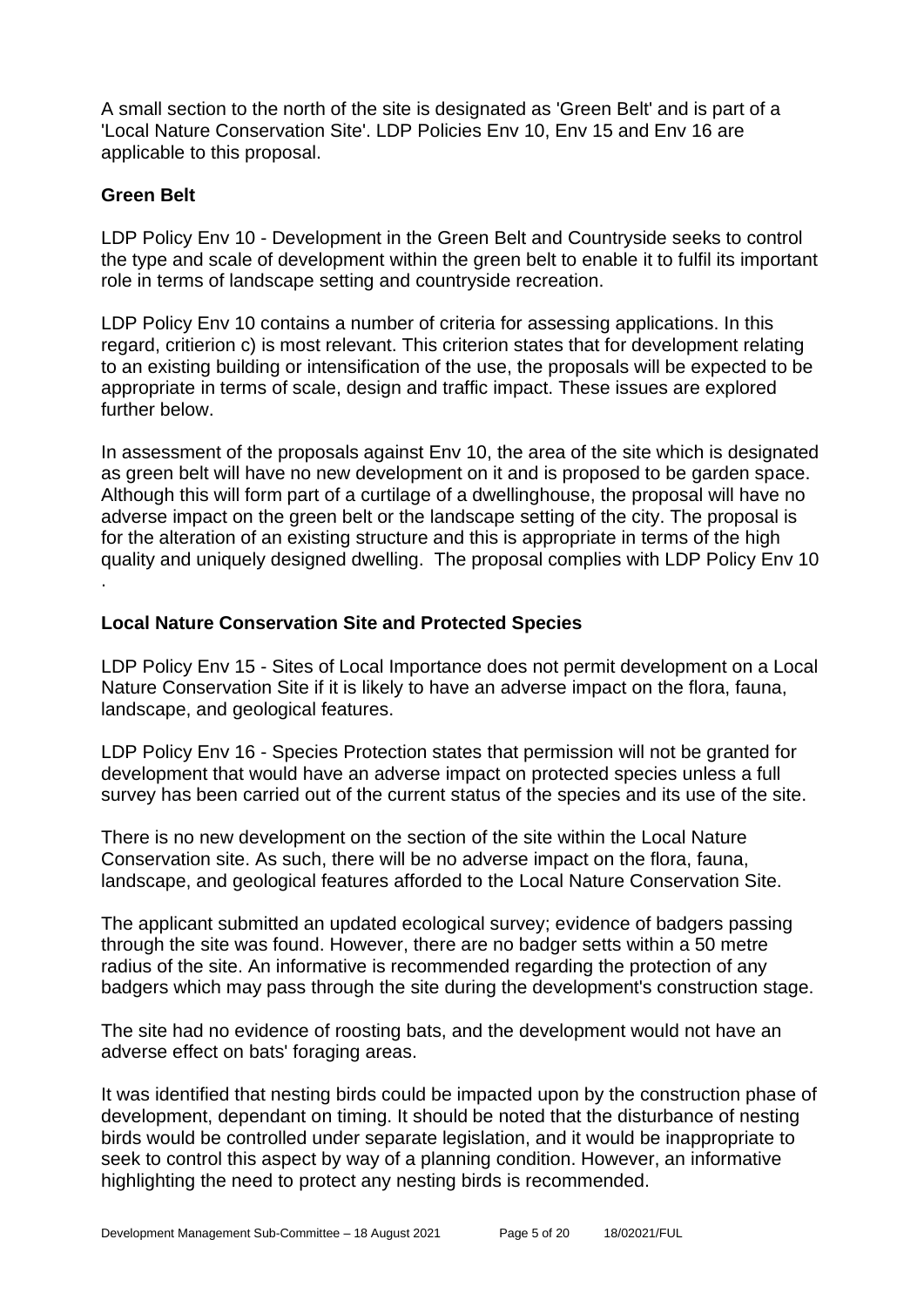A small section to the north of the site is designated as 'Green Belt' and is part of a 'Local Nature Conservation Site'. LDP Policies Env 10, Env 15 and Env 16 are applicable to this proposal.

**Green Belt**

LDP Policy Env 10 - Development in the Green Belt and Countryside seeks to control the type and scale of development within the green belt to enable it to fulfil its important role in terms of landscape setting and countryside recreation.

LDP Policy Env 10 contains a number of criteria for assessing applications. In this regard, critierion c) is most relevant. This criterion states that for development relating to an existing building or intensification of the use, the proposals will be expected to be appropriate in terms of scale, design and traffic impact. These issues are explored further below.

In assessment of the proposals against Env 10, the area of the site which is designated as green belt will have no new development on it and is proposed to be garden space. Although this will form part of a curtilage of a dwellinghouse, the proposal will have no adverse impact on the green belt or the landscape setting of the city. The proposal is for the alteration of an existing structure and this is appropriate in terms of the high quality and uniquely designed dwelling. The proposal complies with LDP Policy Env 10 .

**Local Nature Conservation Site and Protected Species**

LDP Policy Env 15 - Sites of Local Importance does not permit development on a Local Nature Conservation Site if it is likely to have an adverse impact on the flora, fauna, landscape, and geological features.

LDP Policy Env 16 - Species Protection states that permission will not be granted for development that would have an adverse impact on protected species unless a full survey has been carried out of the current status of the species and its use of the site.

There is no new development on the section of the site within the Local Nature Conservation site. As such, there will be no adverse impact on the flora, fauna, landscape, and geological features afforded to the Local Nature Conservation Site.

The applicant submitted an updated ecological survey; evidence of badgers passing through the site was found. However, there are no badger setts within a 50 metre radius of the site. An informative is recommended regarding the protection of any badgers which may pass through the site during the development's construction stage.

The site had no evidence of roosting bats, and the development would not have an adverse effect on bats' foraging areas.

It was identified that nesting birds could be impacted upon by the construction phase of development, dependant on timing. It should be noted that the disturbance of nesting birds would be controlled under separate legislation, and it would be inappropriate to seek to control this aspect by way of a planning condition. However, an informative highlighting the need to protect any nesting birds is recommended.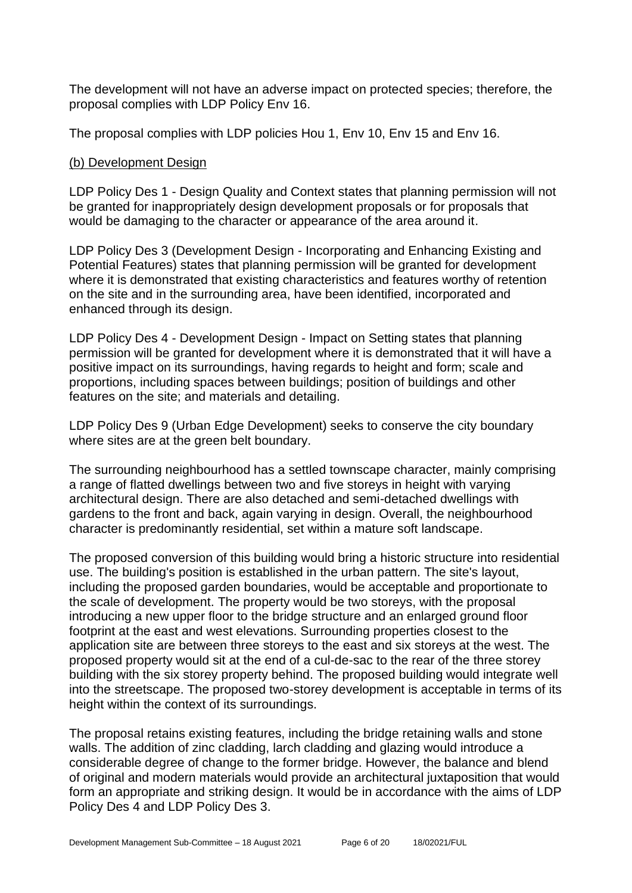The development will not have an adverse impact on protected species; therefore, the proposal complies with LDP Policy Env 16.

The proposal complies with LDP policies Hou 1, Env 10, Env 15 and Env 16.

(b) Development Design

LDP Policy Des 1 - Design Quality and Context states that planning permission will not be granted for inappropriately design development proposals or for proposals that would be damaging to the character or appearance of the area around it.

LDP Policy Des 3 (Development Design - Incorporating and Enhancing Existing and Potential Features) states that planning permission will be granted for development where it is demonstrated that existing characteristics and features worthy of retention on the site and in the surrounding area, have been identified, incorporated and enhanced through its design.

LDP Policy Des 4 - Development Design - Impact on Setting states that planning permission will be granted for development where it is demonstrated that it will have a positive impact on its surroundings, having regards to height and form; scale and proportions, including spaces between buildings; position of buildings and other features on the site; and materials and detailing.

LDP Policy Des 9 (Urban Edge Development) seeks to conserve the city boundary where sites are at the green belt boundary.

The surrounding neighbourhood has a settled townscape character, mainly comprising a range of flatted dwellings between two and five storeys in height with varying architectural design. There are also detached and semi-detached dwellings with gardens to the front and back, again varying in design. Overall, the neighbourhood character is predominantly residential, set within a mature soft landscape.

The proposed conversion of this building would bring a historic structure into residential use. The building's position is established in the urban pattern. The site's layout, including the proposed garden boundaries, would be acceptable and proportionate to the scale of development. The property would be two storeys, with the proposal introducing a new upper floor to the bridge structure and an enlarged ground floor footprint at the east and west elevations. Surrounding properties closest to the application site are between three storeys to the east and six storeys at the west. The proposed property would sit at the end of a cul-de-sac to the rear of the three storey building with the six storey property behind. The proposed building would integrate well into the streetscape. The proposed two-storey development is acceptable in terms of its height within the context of its surroundings.

The proposal retains existing features, including the bridge retaining walls and stone walls. The addition of zinc cladding, larch cladding and glazing would introduce a considerable degree of change to the former bridge. However, the balance and blend of original and modern materials would provide an architectural juxtaposition that would form an appropriate and striking design. It would be in accordance with the aims of LDP Policy Des 4 and LDP Policy Des 3.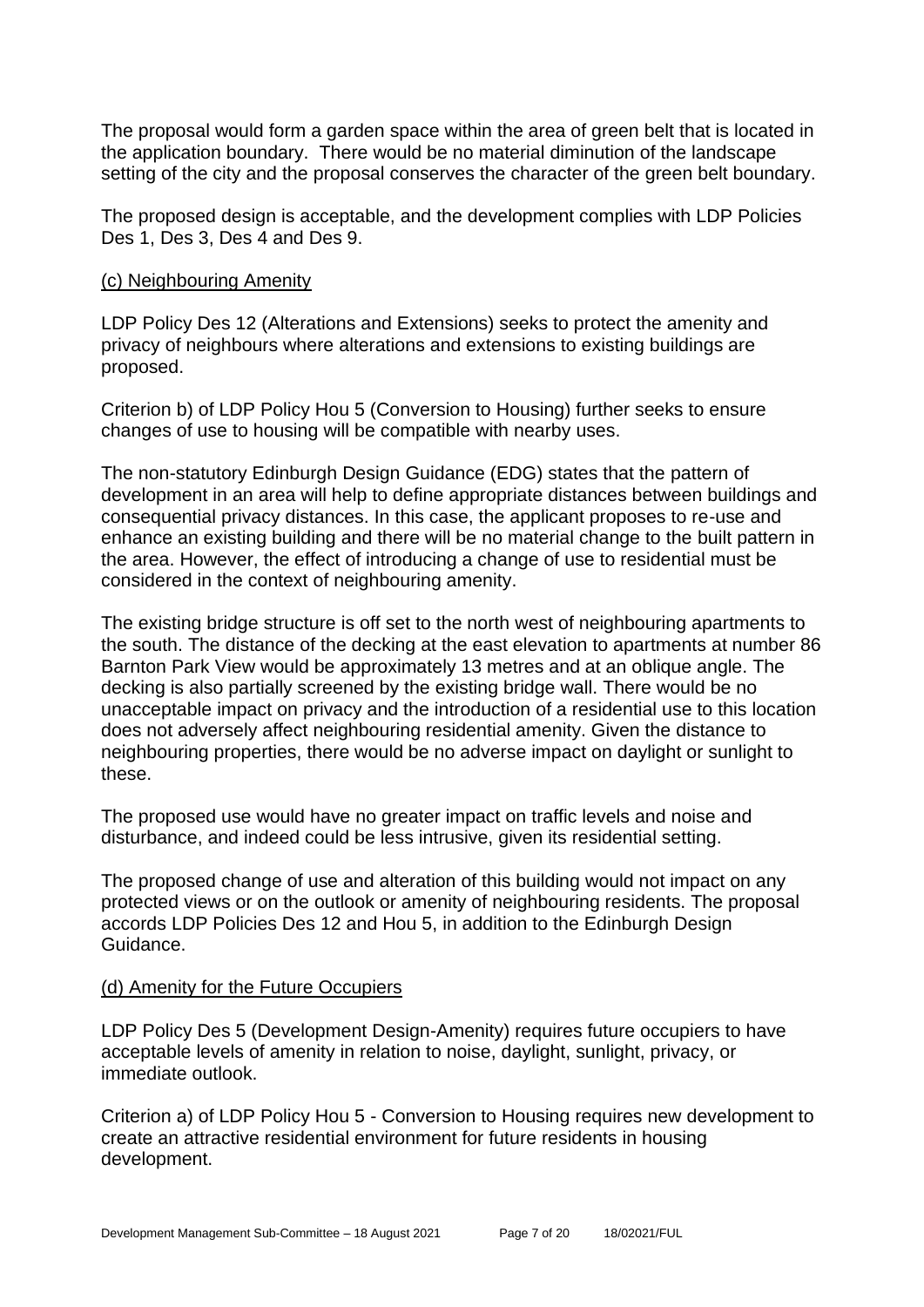The proposal would form a garden space within the area of green belt that is located in the application boundary. There would be no material diminution of the landscape setting of the city and the proposal conserves the character of the green belt boundary.

The proposed design is acceptable, and the development complies with LDP Policies Des 1, Des 3, Des 4 and Des 9.

### (c) Neighbouring Amenity

LDP Policy Des 12 (Alterations and Extensions) seeks to protect the amenity and privacy of neighbours where alterations and extensions to existing buildings are proposed.

Criterion b) of LDP Policy Hou 5 (Conversion to Housing) further seeks to ensure changes of use to housing will be compatible with nearby uses.

The non-statutory Edinburgh Design Guidance (EDG) states that the pattern of development in an area will help to define appropriate distances between buildings and consequential privacy distances. In this case, the applicant proposes to re-use and enhance an existing building and there will be no material change to the built pattern in the area. However, the effect of introducing a change of use to residential must be considered in the context of neighbouring amenity.

The existing bridge structure is off set to the north west of neighbouring apartments to the south. The distance of the decking at the east elevation to apartments at number 86 Barnton Park View would be approximately 13 metres and at an oblique angle. The decking is also partially screened by the existing bridge wall. There would be no unacceptable impact on privacy and the introduction of a residential use to this location does not adversely affect neighbouring residential amenity. Given the distance to neighbouring properties, there would be no adverse impact on daylight or sunlight to these.

The proposed use would have no greater impact on traffic levels and noise and disturbance, and indeed could be less intrusive, given its residential setting.

The proposed change of use and alteration of this building would not impact on any protected views or on the outlook or amenity of neighbouring residents. The proposal accords LDP Policies Des 12 and Hou 5, in addition to the Edinburgh Design Guidance.

### (d) Amenity for the Future Occupiers

LDP Policy Des 5 (Development Design-Amenity) requires future occupiers to have acceptable levels of amenity in relation to noise, daylight, sunlight, privacy, or immediate outlook.

Criterion a) of LDP Policy Hou 5 - Conversion to Housing requires new development to create an attractive residential environment for future residents in housing development.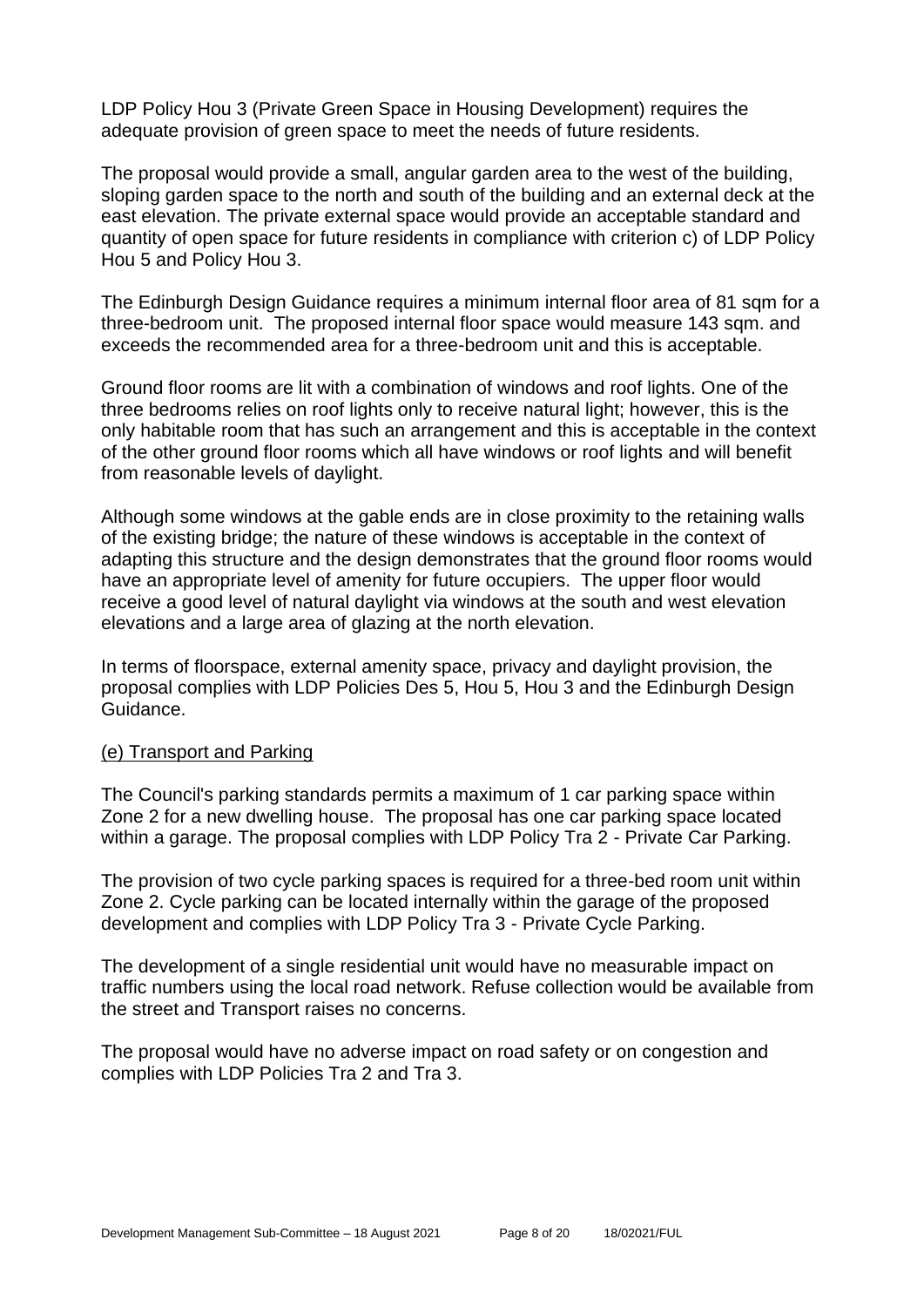LDP Policy Hou 3 (Private Green Space in Housing Development) requires the adequate provision of green space to meet the needs of future residents.

The proposal would provide a small, angular garden area to the west of the building, sloping garden space to the north and south of the building and an external deck at the east elevation. The private external space would provide an acceptable standard and quantity of open space for future residents in compliance with criterion c) of LDP Policy Hou 5 and Policy Hou 3.

The Edinburgh Design Guidance requires a minimum internal floor area of 81 sqm for a three-bedroom unit. The proposed internal floor space would measure 143 sqm. and exceeds the recommended area for a three-bedroom unit and this is acceptable.

Ground floor rooms are lit with a combination of windows and roof lights. One of the three bedrooms relies on roof lights only to receive natural light; however, this is the only habitable room that has such an arrangement and this is acceptable in the context of the other ground floor rooms which all have windows or roof lights and will benefit from reasonable levels of daylight.

Although some windows at the gable ends are in close proximity to the retaining walls of the existing bridge; the nature of these windows is acceptable in the context of adapting this structure and the design demonstrates that the ground floor rooms would have an appropriate level of amenity for future occupiers. The upper floor would receive a good level of natural daylight via windows at the south and west elevation elevations and a large area of glazing at the north elevation.

In terms of floorspace, external amenity space, privacy and daylight provision, the proposal complies with LDP Policies Des 5, Hou 5, Hou 3 and the Edinburgh Design Guidance.

<u>(e) Transport and Parking</u>

The Council's parking standards permits a maximum of 1 car parking space within Zone 2 for a new dwelling house. The proposal has one car parking space located within a garage. The proposal complies with LDP Policy Tra 2 - Private Car Parking.

The provision of two cycle parking spaces is required for a three-bed room unit within Zone 2. Cycle parking can be located internally within the garage of the proposed development and complies with LDP Policy Tra 3 - Private Cycle Parking.

The development of a single residential unit would have no measurable impact on traffic numbers using the local road network. Refuse collection would be available from the street and Transport raises no concerns.

The proposal would have no adverse impact on road safety or on congestion and complies with LDP Policies Tra 2 and Tra 3.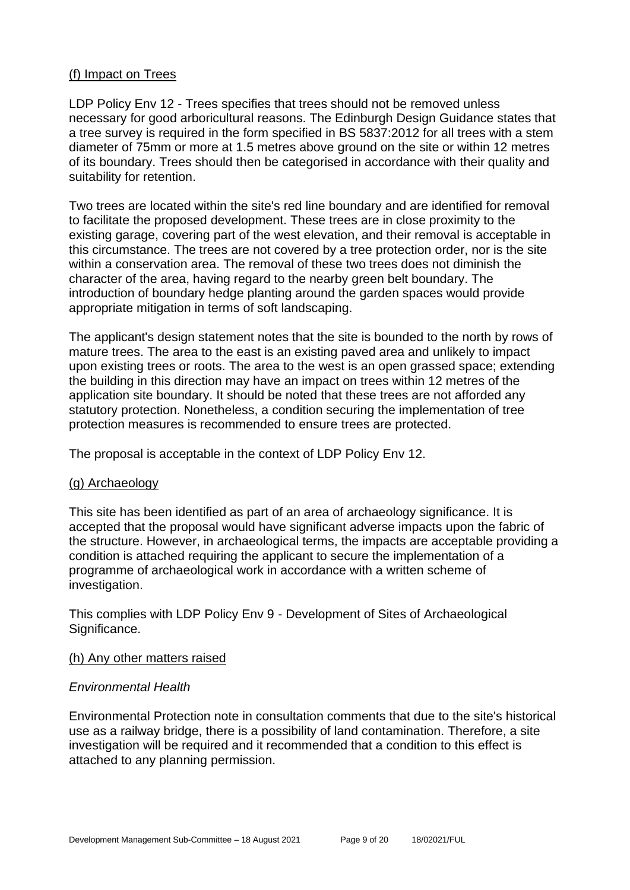(f) Impact on Trees

LDP Policy Env 12 - Trees specifies that trees should not be removed unless necessary for good arboricultural reasons. The Edinburgh Design Guidance states that a tree survey is required in the form specified in BS 5837:2012 for all trees with a stem diameter of 75mm or more at 1.5 metres above ground on the site or within 12 metres of its boundary. Trees should then be categorised in accordance with their quality and suitability for retention.

Two trees are located within the site's red line boundary and are identified for removal to facilitate the proposed development. These trees are in close proximity to the existing garage, covering part of the west elevation, and their removal is acceptable in this circumstance. The trees are not covered by a tree protection order, nor is the site within a conservation area. The removal of these two trees does not diminish the character of the area, having regard to the nearby green belt boundary. The introduction of boundary hedge planting around the garden spaces would provide appropriate mitigation in terms of soft landscaping.

The applicant's design statement notes that the site is bounded to the north by rows of mature trees. The area to the east is an existing paved area and unlikely to impact upon existing trees or roots. The area to the west is an open grassed space; extending the building in this direction may have an impact on trees within 12 metres of the application site boundary. It should be noted that these trees are not afforded any statutory protection. Nonetheless, a condition securing the implementation of tree protection measures is recommended to ensure trees are protected.

The proposal is acceptable in the context of LDP Policy Env 12.

(g) Archaeology

This site has been identified as part of an area of archaeology significance. It is accepted that the proposal would have significant adverse impacts upon the fabric of the structure. However, in archaeological terms, the impacts are acceptable providing a condition is attached requiring the applicant to secure the implementation of a programme of archaeological work in accordance with a written scheme of investigation.

This complies with LDP Policy Env 9 - Development of Sites of Archaeological Significance.

(h) Any other matters raised

*Environmental Health*

Environmental Protection note in consultation comments that due to the site's historical use as a railway bridge, there is a possibility of land contamination. Therefore, a site investigation will be required and it recommended that a condition to this effect is attached to any planning permission.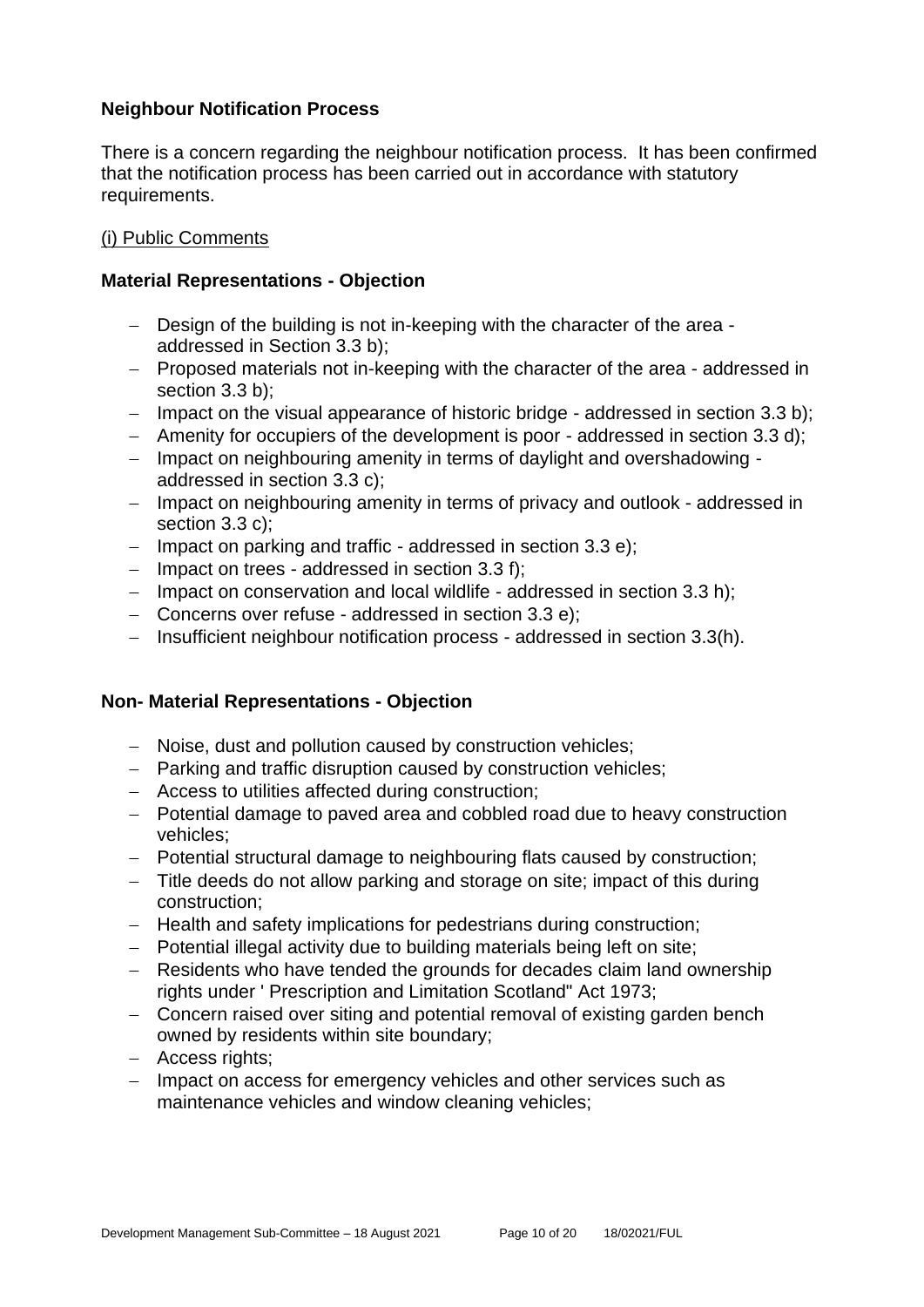**Neighbour Notification Process**

There is a concern regarding the neighbour notification process. It has been confirmed that the notification process has been carried out in accordance with statutory requirements.

(i) Public Comments

**Material Representations - Objection**

- Design of the building is not in-keeping with the character of the area - addressed in Section 3.3 b);
- Proposed materials not in-keeping with the character of the area - addressed in section 3.3 b);
- Impact on the visual appearance of historic bridge - addressed in section 3.3 b);
- Amenity for occupiers of the development is poor - addressed in section 3.3 d);
- Impact on neighbouring amenity in terms of daylight and overshadowing - addressed in section 3.3 c);
- Impact on neighbouring amenity in terms of privacy and outlook - addressed in section 3.3 c);
- Impact on parking and traffic - addressed in section 3.3 e);
- Impact on trees - addressed in section 3.3 f);
- Impact on conservation and local wildlife - addressed in section 3.3 h);
- Concerns over refuse - addressed in section 3.3 e);
- Insufficient neighbour notification process - addressed in section 3.3(h).

**Non- Material Representations - Objection**

- Noise, dust and pollution caused by construction vehicles;
- Parking and traffic disruption caused by construction vehicles;
- Access to utilities affected during construction;
- Potential damage to paved area and cobbled road due to heavy construction vehicles;
- Potential structural damage to neighbouring flats caused by construction;
- Title deeds do not allow parking and storage on site; impact of this during construction;
- Health and safety implications for pedestrians during construction;
- Potential illegal activity due to building materials being left on site;
- Residents who have tended the grounds for decades claim land ownership rights under ' Prescription and Limitation Scotland" Act 1973;
- Concern raised over siting and potential removal of existing garden bench owned by residents within site boundary;
- Access rights;
- Impact on access for emergency vehicles and other services such as maintenance vehicles and window cleaning vehicles;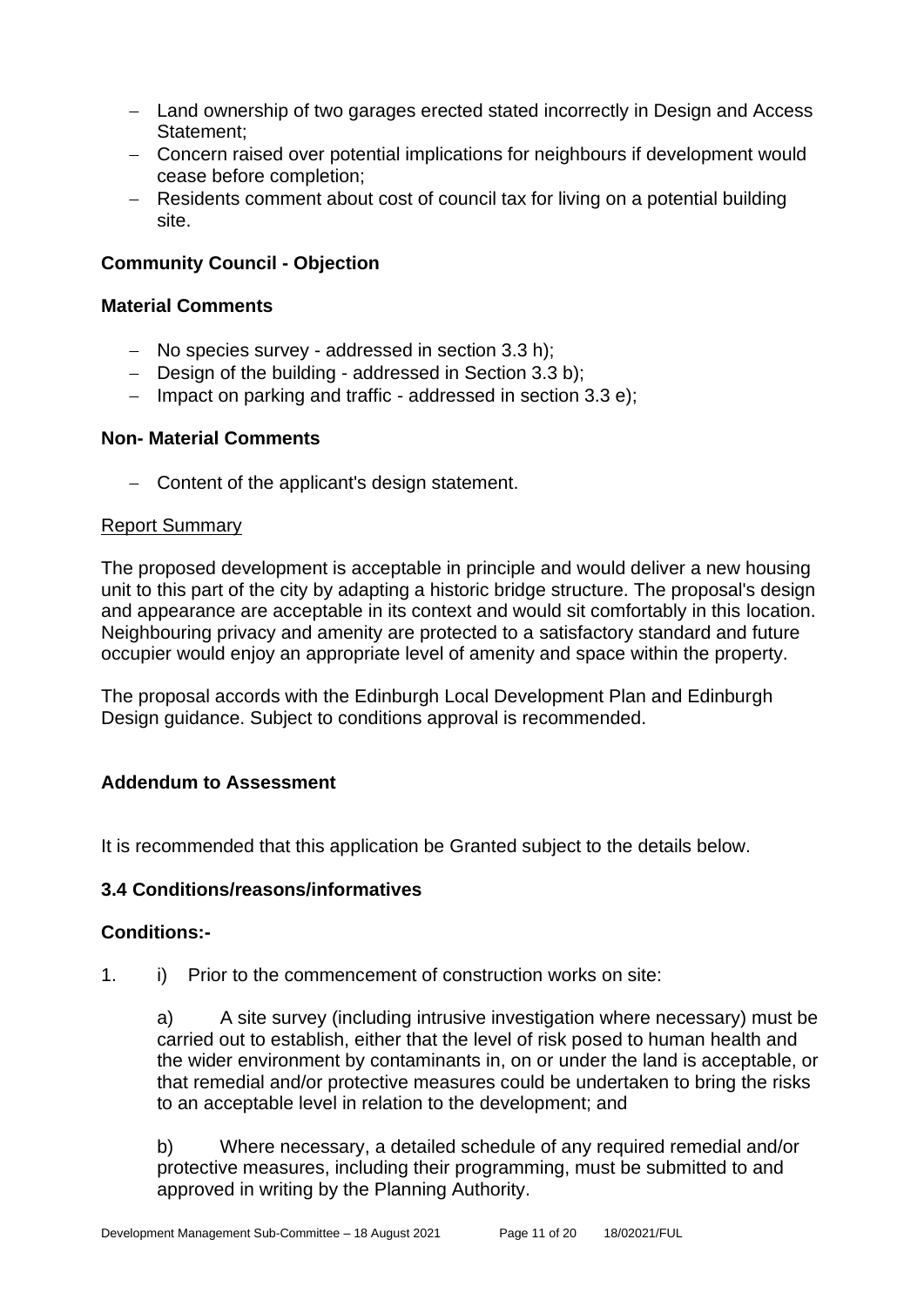- Land ownership of two garages erected stated incorrectly in Design and Access Statement;
- Concern raised over potential implications for neighbours if development would cease before completion;
- Residents comment about cost of council tax for living on a potential building site.

**Community Council - Objection**

**Material Comments**

- No species survey - addressed in section 3.3 h);
- Design of the building - addressed in Section 3.3 b);
- Impact on parking and traffic - addressed in section 3.3 e);

**Non- Material Comments**

- Content of the applicant's design statement.

Report Summary

The proposed development is acceptable in principle and would deliver a new housing unit to this part of the city by adapting a historic bridge structure. The proposal's design and appearance are acceptable in its context and would sit comfortably in this location. Neighbouring privacy and amenity are protected to a satisfactory standard and future occupier would enjoy an appropriate level of amenity and space within the property.

The proposal accords with the Edinburgh Local Development Plan and Edinburgh Design guidance. Subject to conditions approval is recommended.

**Addendum to Assessment**

It is recommended that this application be Granted subject to the details below.

**3.4 Conditions/reasons/informatives**

**Conditions:-**

1. i) Prior to the commencement of construction works on site:

   a) A site survey (including intrusive investigation where necessary) must be carried out to establish, either that the level of risk posed to human health and the wider environment by contaminants in, on or under the land is acceptable, or that remedial and/or protective measures could be undertaken to bring the risks to an acceptable level in relation to the development; and

   b) Where necessary, a detailed schedule of any required remedial and/or protective measures, including their programming, must be submitted to and approved in writing by the Planning Authority.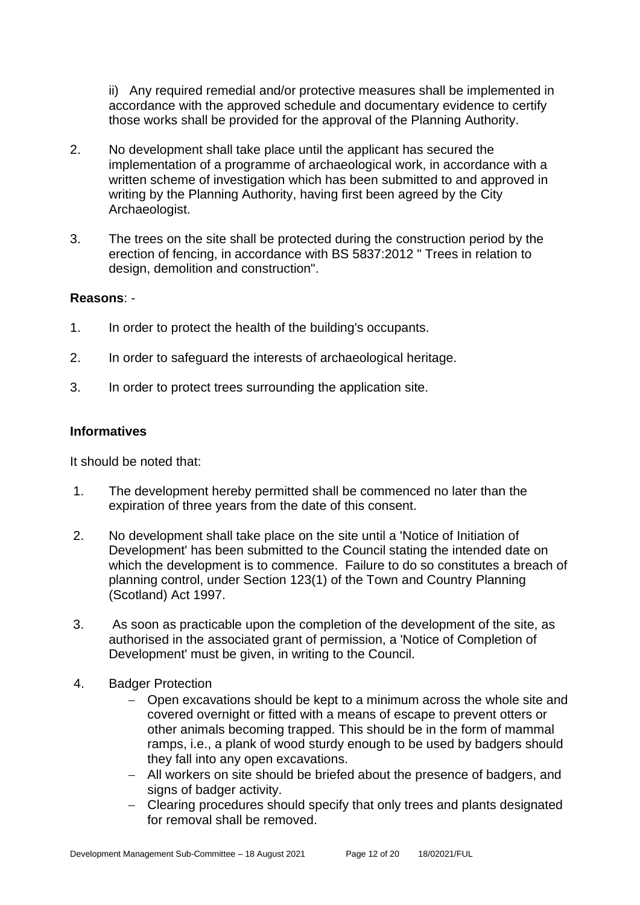ii) Any required remedial and/or protective measures shall be implemented in accordance with the approved schedule and documentary evidence to certify those works shall be provided for the approval of the Planning Authority.

2. No development shall take place until the applicant has secured the implementation of a programme of archaeological work, in accordance with a written scheme of investigation which has been submitted to and approved in writing by the Planning Authority, having first been agreed by the City Archaeologist.

3. The trees on the site shall be protected during the construction period by the erection of fencing, in accordance with BS 5837:2012 " Trees in relation to design, demolition and construction".

**Reasons**: -

1. In order to protect the health of the building's occupants.

2. In order to safeguard the interests of archaeological heritage.

3. In order to protect trees surrounding the application site.

**Informatives**

It should be noted that:

1. The development hereby permitted shall be commenced no later than the expiration of three years from the date of this consent.

2. No development shall take place on the site until a 'Notice of Initiation of Development' has been submitted to the Council stating the intended date on which the development is to commence. Failure to do so constitutes a breach of planning control, under Section 123(1) of the Town and Country Planning (Scotland) Act 1997.

3. As soon as practicable upon the completion of the development of the site, as authorised in the associated grant of permission, a 'Notice of Completion of Development' must be given, in writing to the Council.

4. Badger Protection
   - Open excavations should be kept to a minimum across the whole site and covered overnight or fitted with a means of escape to prevent otters or other animals becoming trapped. This should be in the form of mammal ramps, i.e., a plank of wood sturdy enough to be used by badgers should they fall into any open excavations.
   - All workers on site should be briefed about the presence of badgers, and signs of badger activity.
   - Clearing procedures should specify that only trees and plants designated for removal shall be removed.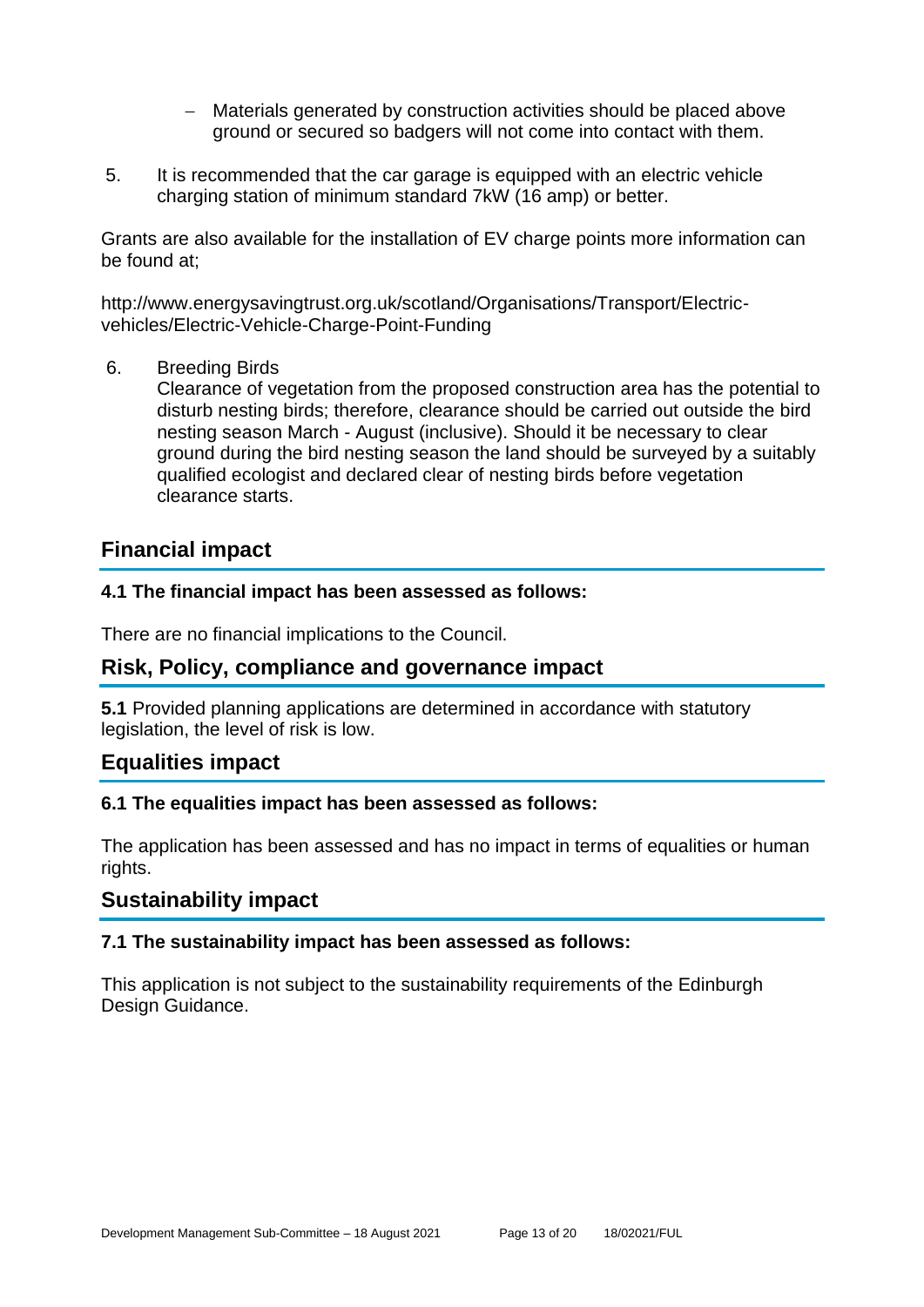- Materials generated by construction activities should be placed above ground or secured so badgers will not come into contact with them.

5. It is recommended that the car garage is equipped with an electric vehicle charging station of minimum standard 7kW (16 amp) or better.

Grants are also available for the installation of EV charge points more information can be found at;

http://www.energysavingtrust.org.uk/scotland/Organisations/Transport/Electric-vehicles/Electric-Vehicle-Charge-Point-Funding

6. Breeding Birds
   Clearance of vegetation from the proposed construction area has the potential to disturb nesting birds; therefore, clearance should be carried out outside the bird nesting season March - August (inclusive). Should it be necessary to clear ground during the bird nesting season the land should be surveyed by a suitably qualified ecologist and declared clear of nesting birds before vegetation clearance starts.

## Financial impact

### 4.1 The financial impact has been assessed as follows:

There are no financial implications to the Council.

## Risk, Policy, compliance and governance impact

**5.1** Provided planning applications are determined in accordance with statutory legislation, the level of risk is low.

## Equalities impact

### 6.1 The equalities impact has been assessed as follows:

The application has been assessed and has no impact in terms of equalities or human rights.

## Sustainability impact

### 7.1 The sustainability impact has been assessed as follows:

This application is not subject to the sustainability requirements of the Edinburgh Design Guidance.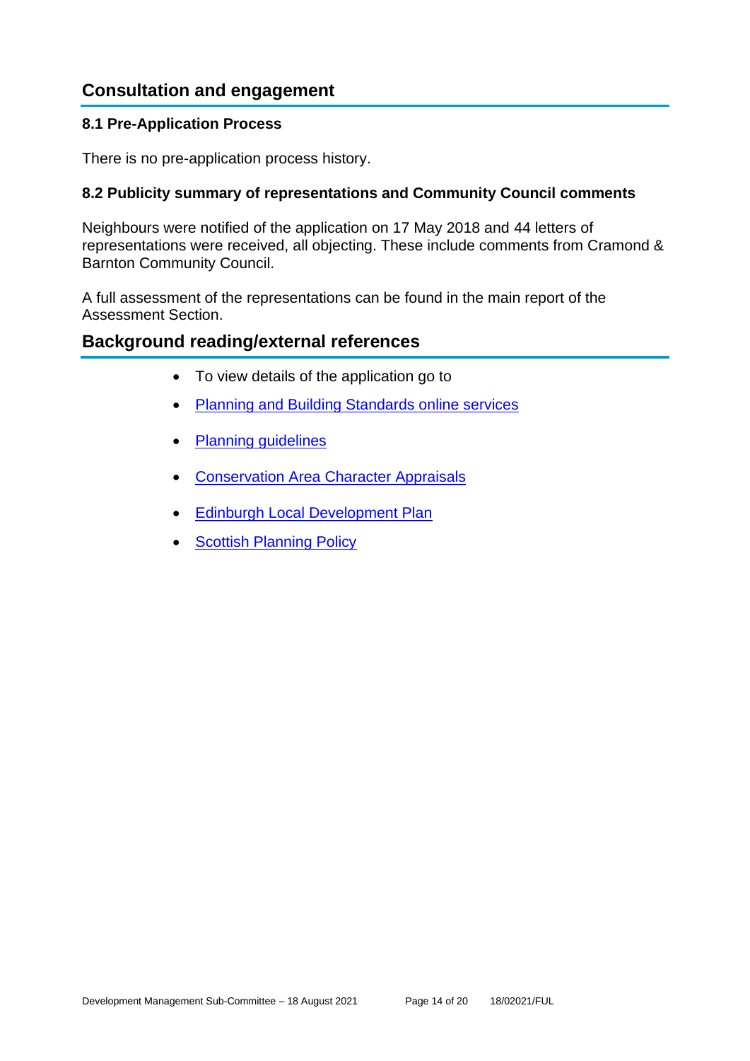## Consultation and engagement

### 8.1 Pre-Application Process

There is no pre-application process history.

### 8.2 Publicity summary of representations and Community Council comments

Neighbours were notified of the application on 17 May 2018 and 44 letters of representations were received, all objecting. These include comments from Cramond & Barnton Community Council.

A full assessment of the representations can be found in the main report of the Assessment Section.

## Background reading/external references

- To view details of the application go to
- Planning and Building Standards online services
- Planning guidelines
- Conservation Area Character Appraisals
- Edinburgh Local Development Plan
- Scottish Planning Policy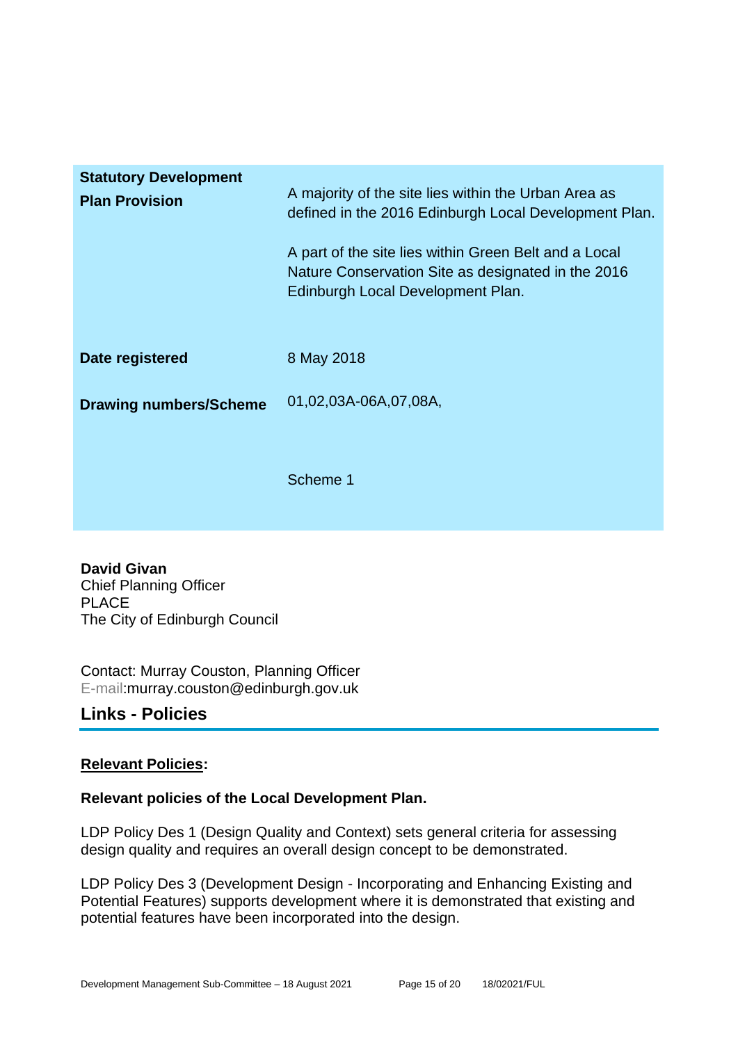| | |
|---|---|
| **Statutory Development Plan Provision** | A majority of the site lies within the Urban Area as defined in the 2016 Edinburgh Local Development Plan.<br><br>A part of the site lies within Green Belt and a Local Nature Conservation Site as designated in the 2016 Edinburgh Local Development Plan. |
| **Date registered** | 8 May 2018 |
| **Drawing numbers/Scheme** | 01,02,03A-06A,07,08A,<br><br>Scheme 1 |

**David Givan**
Chief Planning Officer
PLACE
The City of Edinburgh Council

Contact: Murray Couston, Planning Officer
E-mail:murray.couston@edinburgh.gov.uk

## Links - Policies

**Relevant Policies:**

**Relevant policies of the Local Development Plan.**

LDP Policy Des 1 (Design Quality and Context) sets general criteria for assessing design quality and requires an overall design concept to be demonstrated.

LDP Policy Des 3 (Development Design - Incorporating and Enhancing Existing and Potential Features) supports development where it is demonstrated that existing and potential features have been incorporated into the design.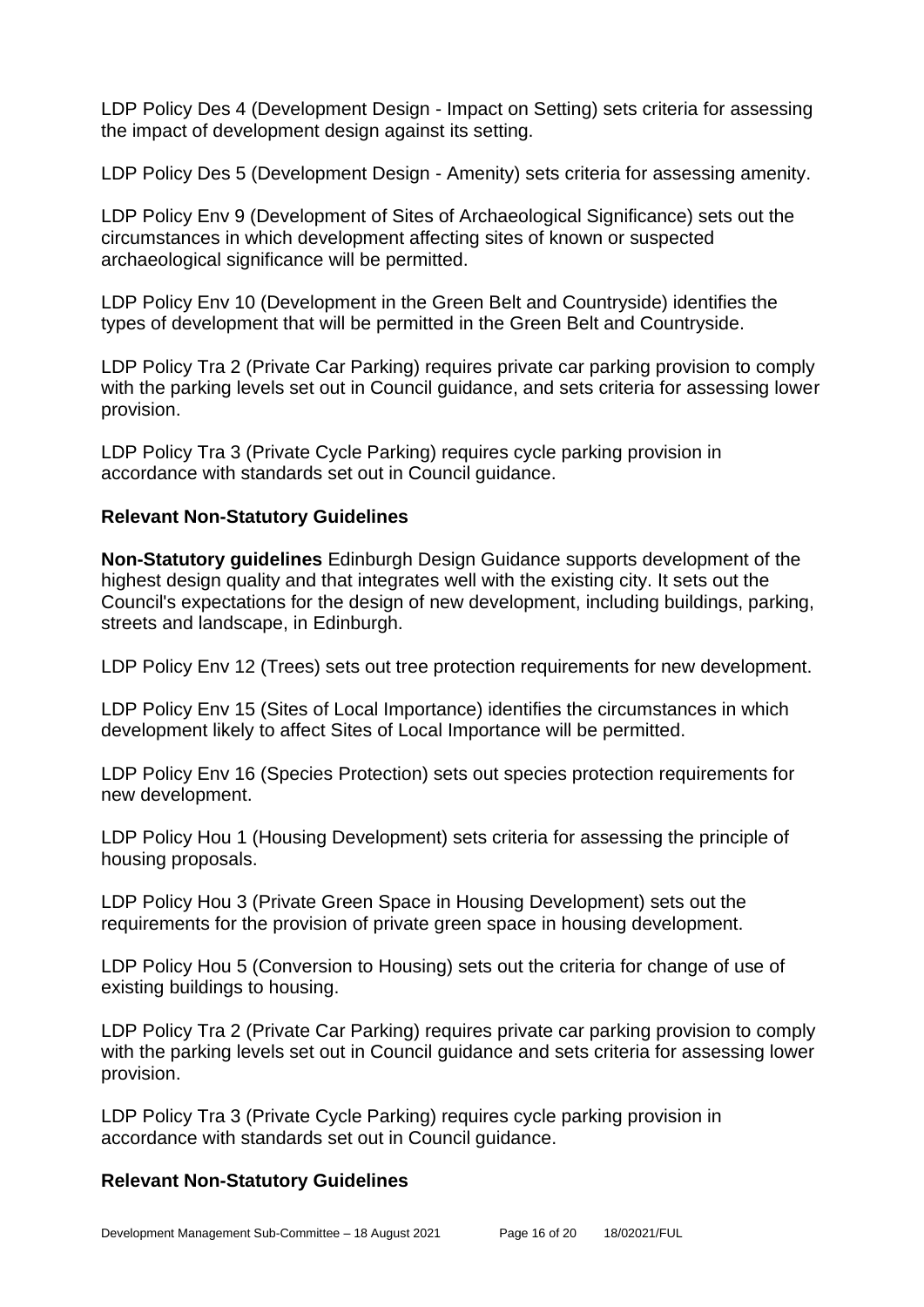LDP Policy Des 4 (Development Design - Impact on Setting) sets criteria for assessing the impact of development design against its setting.

LDP Policy Des 5 (Development Design - Amenity) sets criteria for assessing amenity.

LDP Policy Env 9 (Development of Sites of Archaeological Significance) sets out the circumstances in which development affecting sites of known or suspected archaeological significance will be permitted.

LDP Policy Env 10 (Development in the Green Belt and Countryside) identifies the types of development that will be permitted in the Green Belt and Countryside.

LDP Policy Tra 2 (Private Car Parking) requires private car parking provision to comply with the parking levels set out in Council guidance, and sets criteria for assessing lower provision.

LDP Policy Tra 3 (Private Cycle Parking) requires cycle parking provision in accordance with standards set out in Council guidance.

### Relevant Non-Statutory Guidelines

**Non-Statutory guidelines** Edinburgh Design Guidance supports development of the highest design quality and that integrates well with the existing city. It sets out the Council's expectations for the design of new development, including buildings, parking, streets and landscape, in Edinburgh.

LDP Policy Env 12 (Trees) sets out tree protection requirements for new development.

LDP Policy Env 15 (Sites of Local Importance) identifies the circumstances in which development likely to affect Sites of Local Importance will be permitted.

LDP Policy Env 16 (Species Protection) sets out species protection requirements for new development.

LDP Policy Hou 1 (Housing Development) sets criteria for assessing the principle of housing proposals.

LDP Policy Hou 3 (Private Green Space in Housing Development) sets out the requirements for the provision of private green space in housing development.

LDP Policy Hou 5 (Conversion to Housing) sets out the criteria for change of use of existing buildings to housing.

LDP Policy Tra 2 (Private Car Parking) requires private car parking provision to comply with the parking levels set out in Council guidance and sets criteria for assessing lower provision.

LDP Policy Tra 3 (Private Cycle Parking) requires cycle parking provision in accordance with standards set out in Council guidance.

### Relevant Non-Statutory Guidelines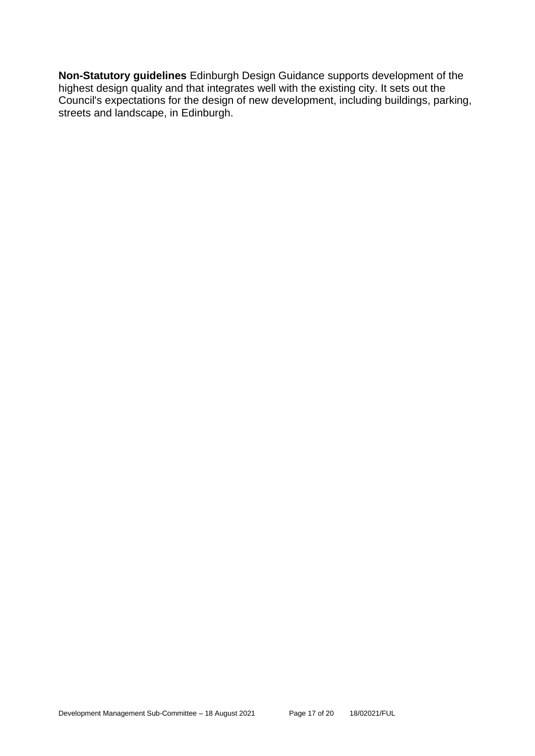**Non-Statutory guidelines** Edinburgh Design Guidance supports development of the highest design quality and that integrates well with the existing city. It sets out the Council's expectations for the design of new development, including buildings, parking, streets and landscape, in Edinburgh.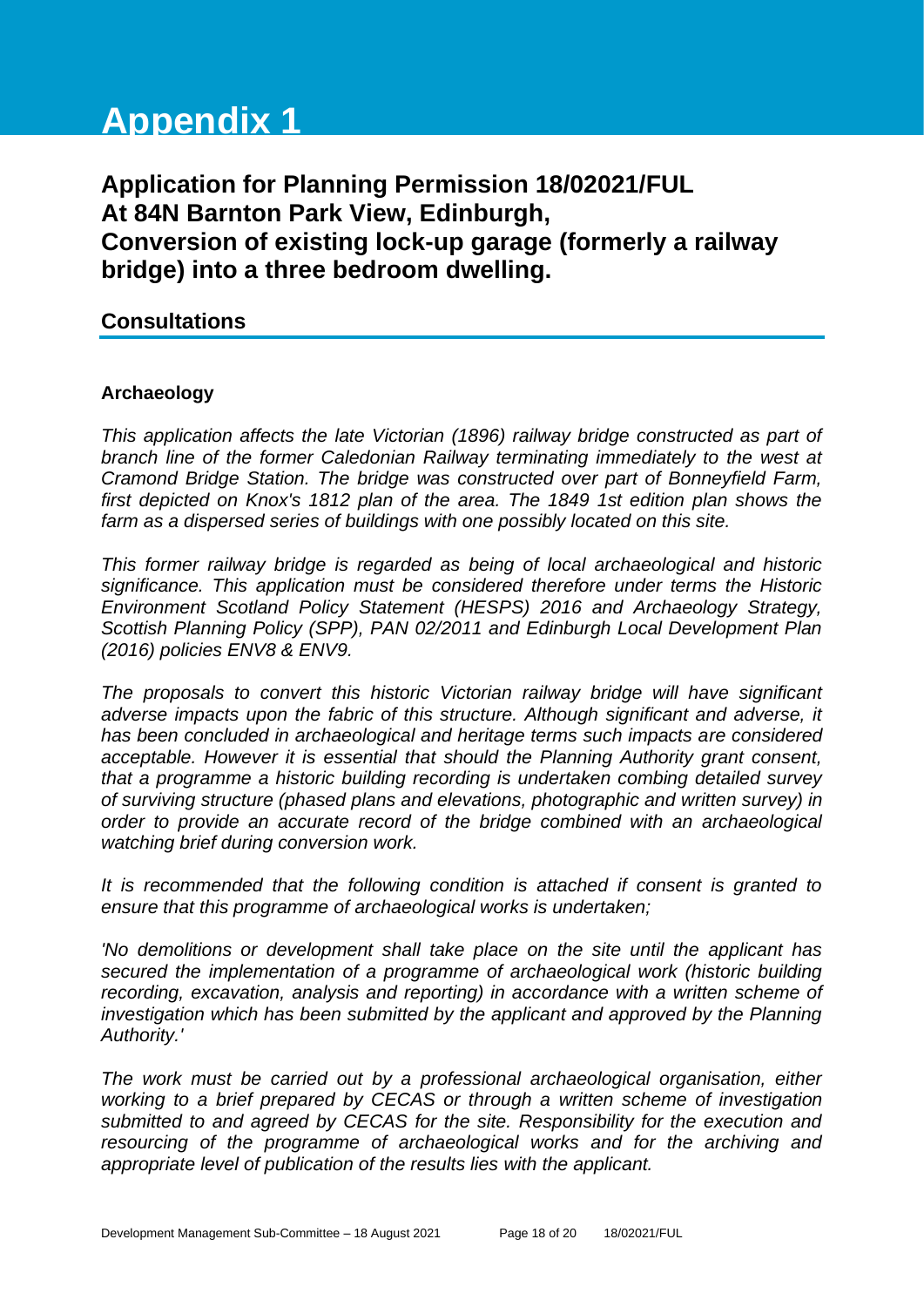# Appendix 1

## Application for Planning Permission 18/02021/FUL At 84N Barnton Park View, Edinburgh, Conversion of existing lock-up garage (formerly a railway bridge) into a three bedroom dwelling.

### Consultations

**Archaeology**

*This application affects the late Victorian (1896) railway bridge constructed as part of branch line of the former Caledonian Railway terminating immediately to the west at Cramond Bridge Station. The bridge was constructed over part of Bonneyfield Farm, first depicted on Knox's 1812 plan of the area. The 1849 1st edition plan shows the farm as a dispersed series of buildings with one possibly located on this site.*

*This former railway bridge is regarded as being of local archaeological and historic significance. This application must be considered therefore under terms the Historic Environment Scotland Policy Statement (HESPS) 2016 and Archaeology Strategy, Scottish Planning Policy (SPP), PAN 02/2011 and Edinburgh Local Development Plan (2016) policies ENV8 & ENV9.*

*The proposals to convert this historic Victorian railway bridge will have significant adverse impacts upon the fabric of this structure. Although significant and adverse, it has been concluded in archaeological and heritage terms such impacts are considered acceptable. However it is essential that should the Planning Authority grant consent, that a programme a historic building recording is undertaken combing detailed survey of surviving structure (phased plans and elevations, photographic and written survey) in order to provide an accurate record of the bridge combined with an archaeological watching brief during conversion work.*

*It is recommended that the following condition is attached if consent is granted to ensure that this programme of archaeological works is undertaken;*

*'No demolitions or development shall take place on the site until the applicant has secured the implementation of a programme of archaeological work (historic building recording, excavation, analysis and reporting) in accordance with a written scheme of investigation which has been submitted by the applicant and approved by the Planning Authority.'*

*The work must be carried out by a professional archaeological organisation, either working to a brief prepared by CECAS or through a written scheme of investigation submitted to and agreed by CECAS for the site. Responsibility for the execution and resourcing of the programme of archaeological works and for the archiving and appropriate level of publication of the results lies with the applicant.*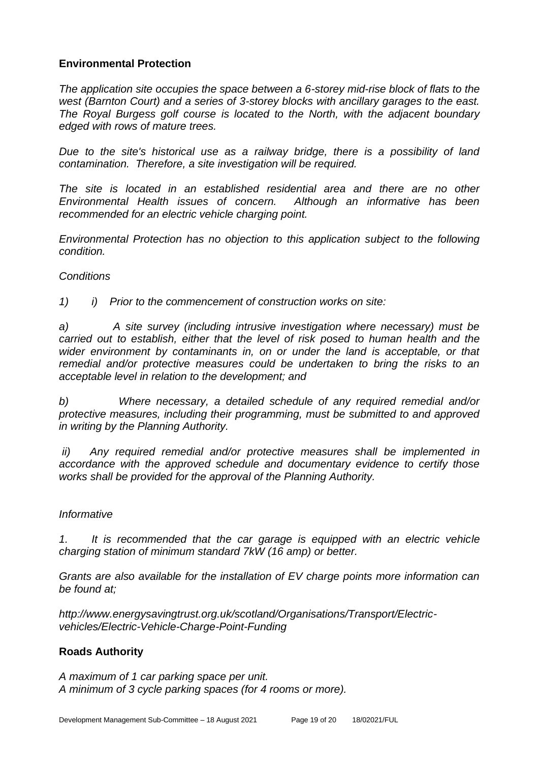## Environmental Protection

*The application site occupies the space between a 6-storey mid-rise block of flats to the west (Barnton Court) and a series of 3-storey blocks with ancillary garages to the east. The Royal Burgess golf course is located to the North, with the adjacent boundary edged with rows of mature trees.*

*Due to the site's historical use as a railway bridge, there is a possibility of land contamination. Therefore, a site investigation will be required.*

*The site is located in an established residential area and there are no other Environmental Health issues of concern. Although an informative has been recommended for an electric vehicle charging point.*

*Environmental Protection has no objection to this application subject to the following condition.*

*Conditions*

*1) i) Prior to the commencement of construction works on site:*

*a) A site survey (including intrusive investigation where necessary) must be carried out to establish, either that the level of risk posed to human health and the wider environment by contaminants in, on or under the land is acceptable, or that remedial and/or protective measures could be undertaken to bring the risks to an acceptable level in relation to the development; and*

*b) Where necessary, a detailed schedule of any required remedial and/or protective measures, including their programming, must be submitted to and approved in writing by the Planning Authority.*

*ii) Any required remedial and/or protective measures shall be implemented in accordance with the approved schedule and documentary evidence to certify those works shall be provided for the approval of the Planning Authority.*

*Informative*

*1. It is recommended that the car garage is equipped with an electric vehicle charging station of minimum standard 7kW (16 amp) or better.*

*Grants are also available for the installation of EV charge points more information can be found at;*

*http://www.energysavingtrust.org.uk/scotland/Organisations/Transport/Electric-vehicles/Electric-Vehicle-Charge-Point-Funding*

## Roads Authority

*A maximum of 1 car parking space per unit.*
*A minimum of 3 cycle parking spaces (for 4 rooms or more).*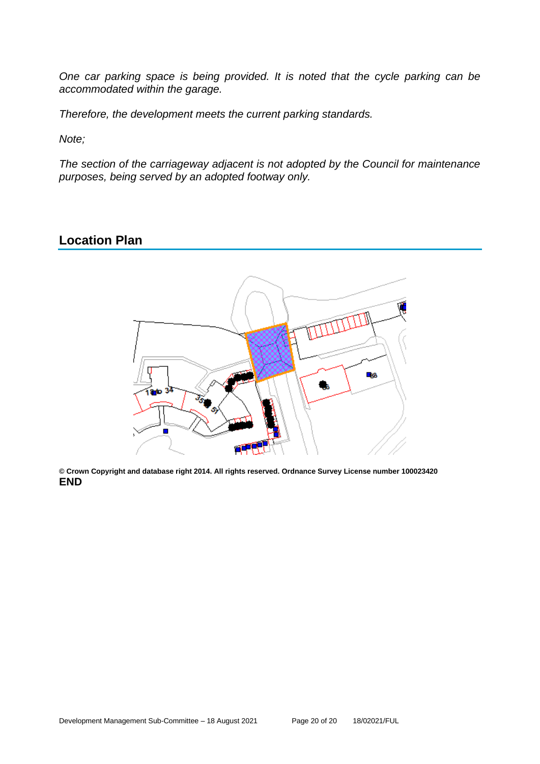*One car parking space is being provided. It is noted that the cycle parking can be accommodated within the garage.*

*Therefore, the development meets the current parking standards.*

*Note;*

*The section of the carriageway adjacent is not adopted by the Council for maintenance purposes, being served by an adopted footway only.*

## Location Plan

**© Crown Copyright and database right 2014. All rights reserved. Ordnance Survey License number 100023420**

**END**